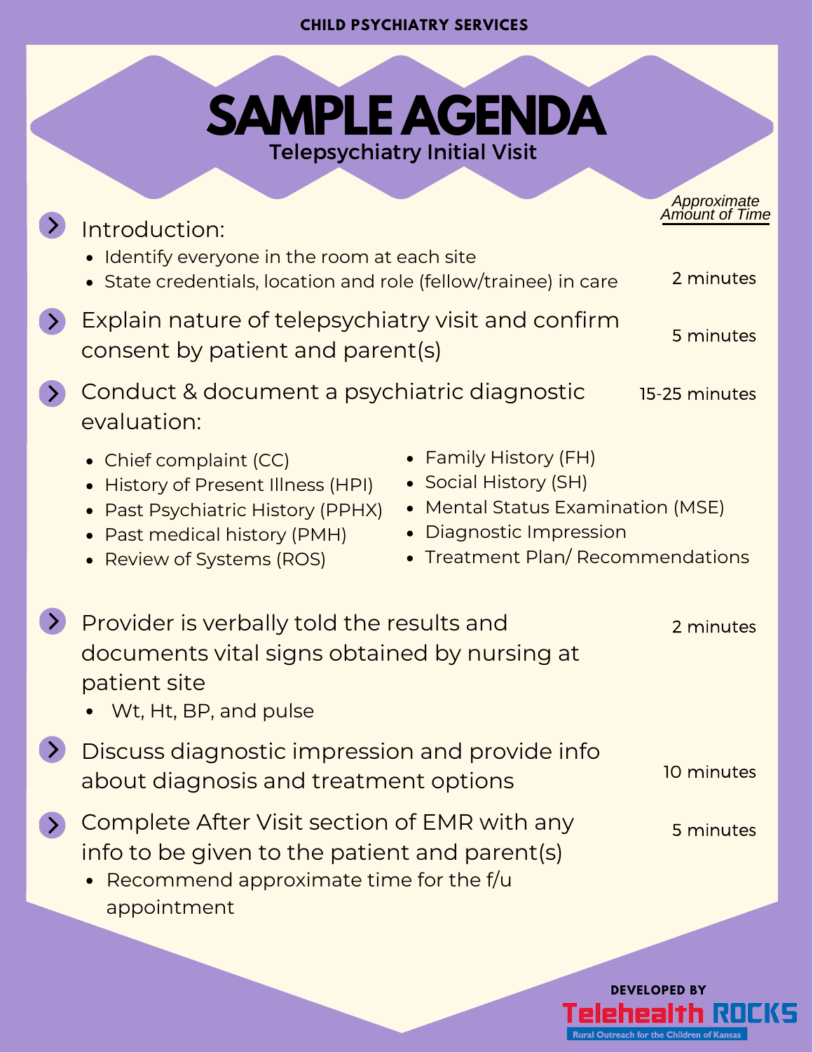CHILD PSYCHIATRY SERVICES

# SAMPLE AGENDA

## Telepsychiatry Initial Visit

| Agenda Item | *Approximate Amount of Time* |
| --- | --- |
| **Introduction:** <br>• Identify everyone in the room at each site <br>• State credentials, location and role (fellow/trainee) in care | 2 minutes |
| **Explain nature of telepsychiatry visit and confirm consent by patient and parent(s)** | 5 minutes |
| **Conduct & document a psychiatric diagnostic evaluation:** <br>• Chief complaint (CC) <br>• History of Present Illness (HPI) <br>• Past Psychiatric History (PPHX) <br>• Past medical history (PMH) <br>• Review of Systems (ROS) <br>• Family History (FH) <br>• Social History (SH) <br>• Mental Status Examination (MSE) <br>• Diagnostic Impression <br>• Treatment Plan/ Recommendations | 15-25 minutes |
| **Provider is verbally told the results and documents vital signs obtained by nursing at patient site** <br>• Wt, Ht, BP, and pulse | 2 minutes |
| **Discuss diagnostic impression and provide info about diagnosis and treatment options** | 10 minutes |
| **Complete After Visit section of EMR with any info to be given to the patient and parent(s)** <br>• Recommend approximate time for the f/u appointment | 5 minutes |

DEVELOPED BY

Telehealth ROCKS

Rural Outreach for the Children of Kansas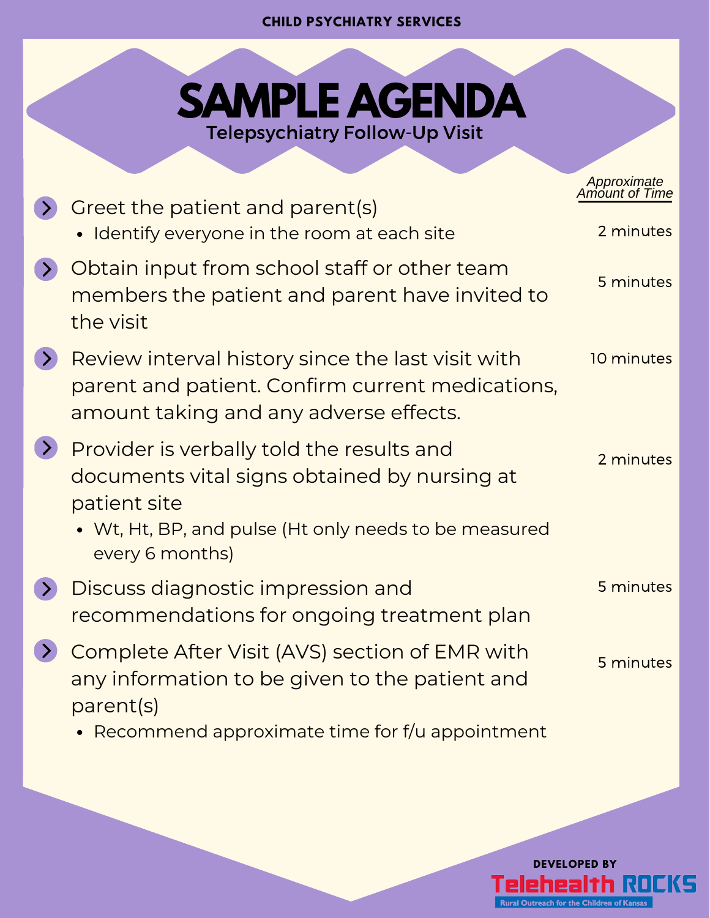CHILD PSYCHIATRY SERVICES

# SAMPLE AGENDA

## Telepsychiatry Follow-Up Visit

| | *Approximate Amount of Time* |
| --- | --- |
| Greet the patient and parent(s)<br>• Identify everyone in the room at each site | 2 minutes |
| Obtain input from school staff or other team members the patient and parent have invited to the visit | 5 minutes |
| Review interval history since the last visit with parent and patient. Confirm current medications, amount taking and any adverse effects. | 10 minutes |
| Provider is verbally told the results and documents vital signs obtained by nursing at patient site<br>• Wt, Ht, BP, and pulse (Ht only needs to be measured every 6 months) | 2 minutes |
| Discuss diagnostic impression and recommendations for ongoing treatment plan | 5 minutes |
| Complete After Visit (AVS) section of EMR with any information to be given to the patient and parent(s)<br>• Recommend approximate time for f/u appointment | 5 minutes |

DEVELOPED BY

Telehealth ROCKS

Rural Outreach for the Children of Kansas